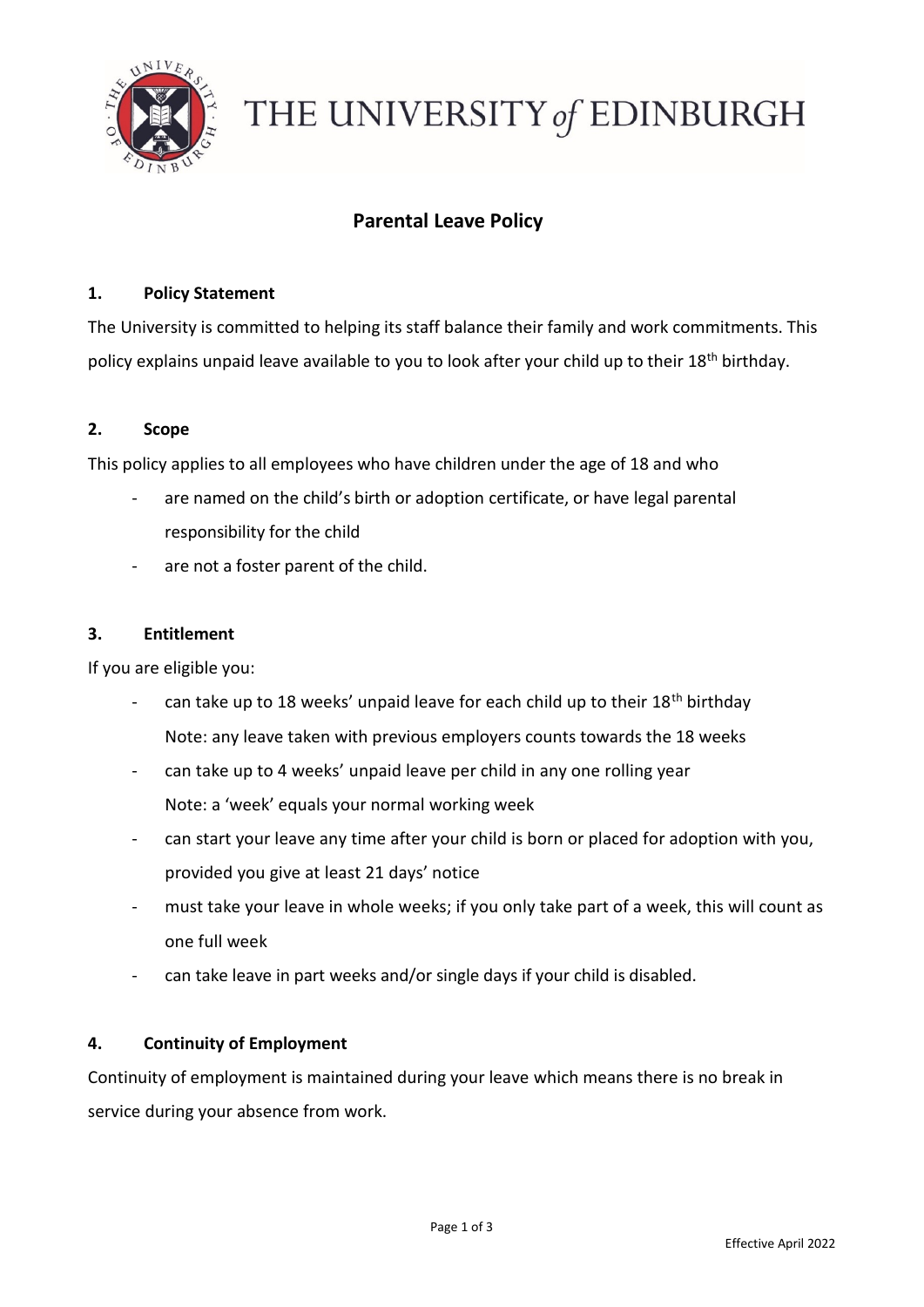THE UNIVERSITY *of* EDINBURGH

# Parental Leave Policy

## 1. Policy Statement

The University is committed to helping its staff balance their family and work commitments. This policy explains unpaid leave available to you to look after your child up to their 18th birthday.

## 2. Scope

This policy applies to all employees who have children under the age of 18 and who

- are named on the child's birth or adoption certificate, or have legal parental responsibility for the child
- are not a foster parent of the child.

## 3. Entitlement

If you are eligible you:

- can take up to 18 weeks' unpaid leave for each child up to their 18th birthday
  Note: any leave taken with previous employers counts towards the 18 weeks
- can take up to 4 weeks' unpaid leave per child in any one rolling year
  Note: a 'week' equals your normal working week
- can start your leave any time after your child is born or placed for adoption with you, provided you give at least 21 days' notice
- must take your leave in whole weeks; if you only take part of a week, this will count as one full week
- can take leave in part weeks and/or single days if your child is disabled.

## 4. Continuity of Employment

Continuity of employment is maintained during your leave which means there is no break in service during your absence from work.

Effective April 2022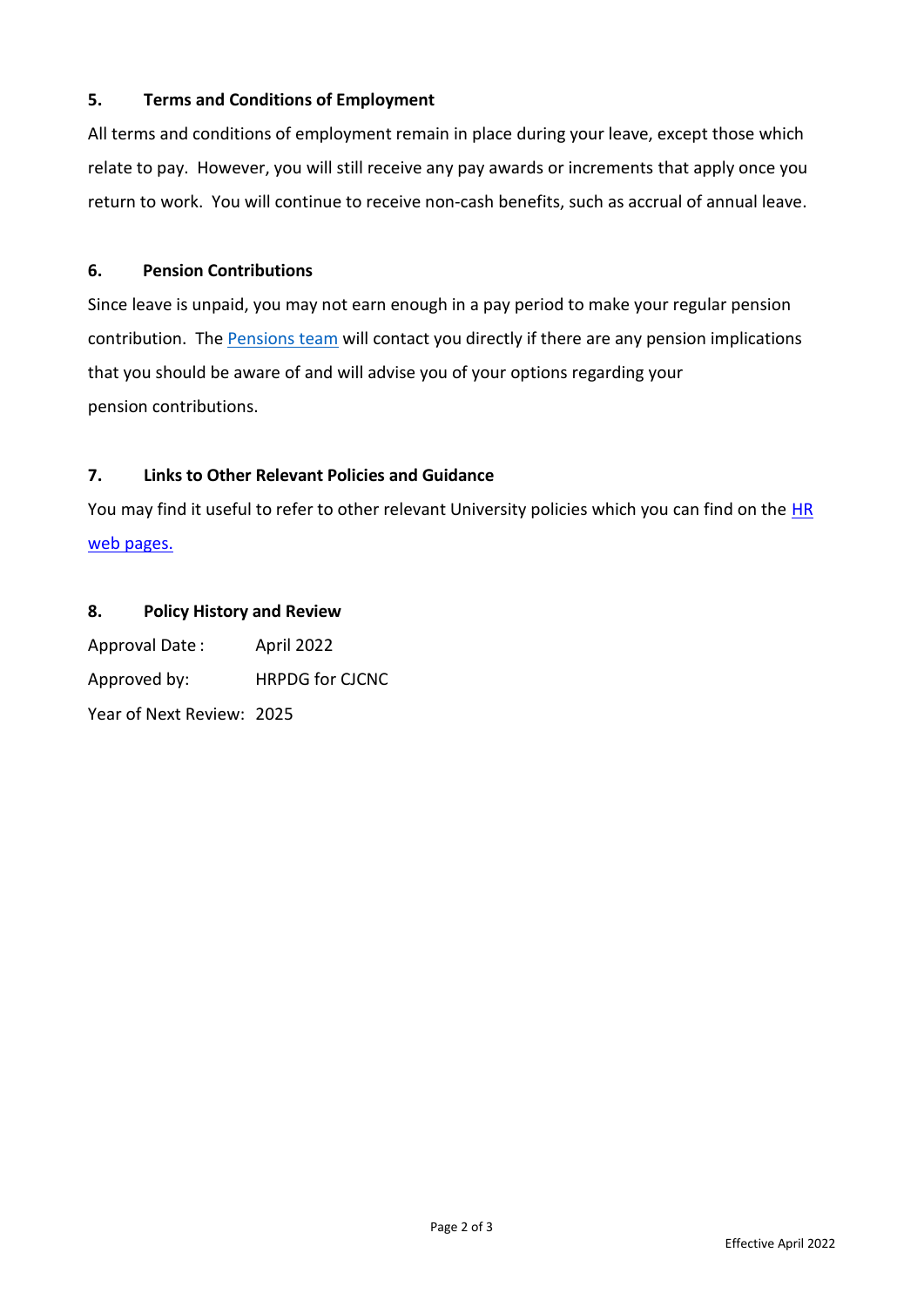## 5. Terms and Conditions of Employment

All terms and conditions of employment remain in place during your leave, except those which relate to pay. However, you will still receive any pay awards or increments that apply once you return to work. You will continue to receive non-cash benefits, such as accrual of annual leave.

## 6. Pension Contributions

Since leave is unpaid, you may not earn enough in a pay period to make your regular pension contribution. The Pensions team will contact you directly if there are any pension implications that you should be aware of and will advise you of your options regarding your pension contributions.

## 7. Links to Other Relevant Policies and Guidance

You may find it useful to refer to other relevant University policies which you can find on the HR web pages.

## 8. Policy History and Review

Approval Date : April 2022

Approved by: HRPDG for CJCNC

Year of Next Review: 2025

Effective April 2022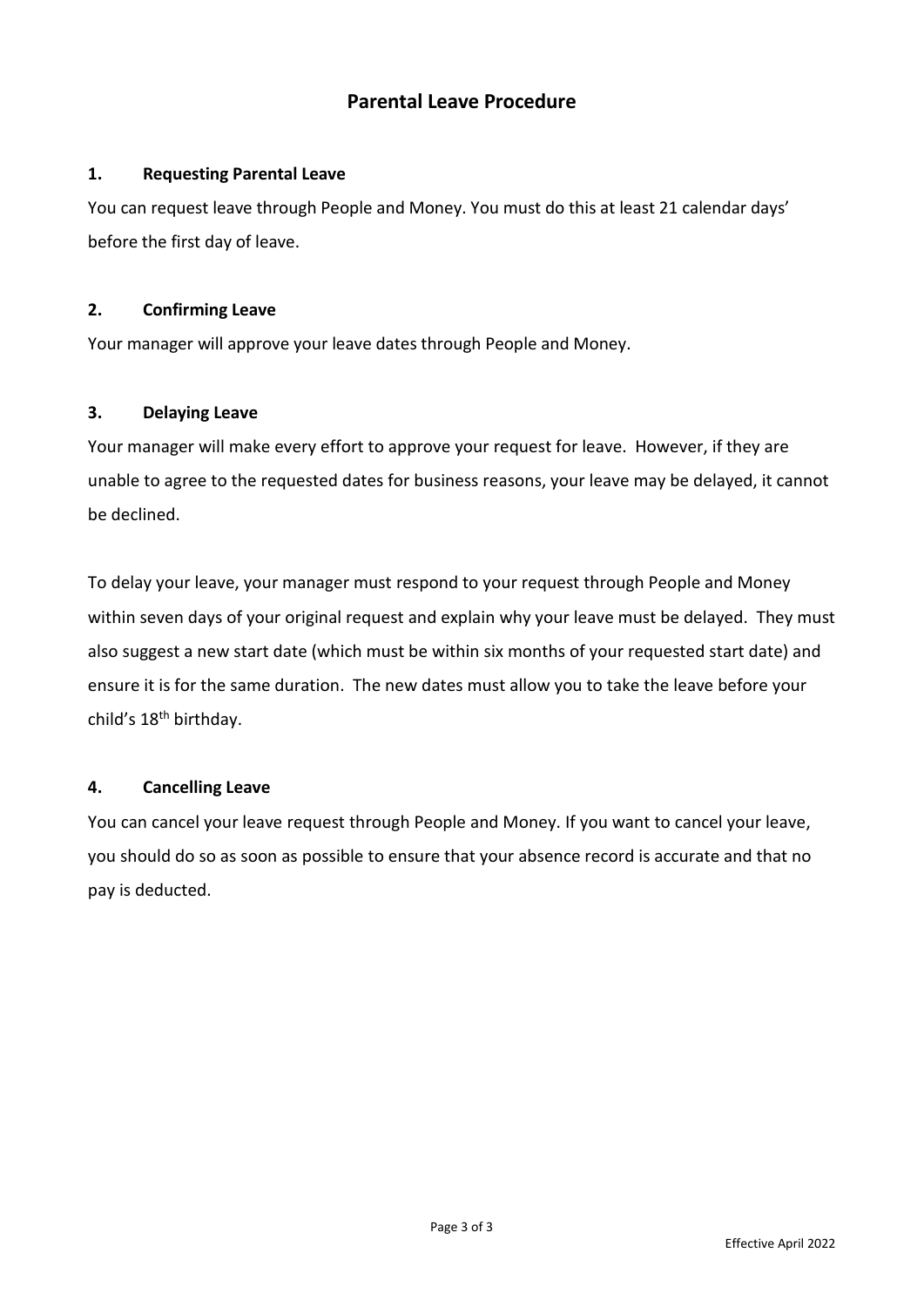# Parental Leave Procedure

## 1. Requesting Parental Leave

You can request leave through People and Money. You must do this at least 21 calendar days' before the first day of leave.

## 2. Confirming Leave

Your manager will approve your leave dates through People and Money.

## 3. Delaying Leave

Your manager will make every effort to approve your request for leave. However, if they are unable to agree to the requested dates for business reasons, your leave may be delayed, it cannot be declined.

To delay your leave, your manager must respond to your request through People and Money within seven days of your original request and explain why your leave must be delayed. They must also suggest a new start date (which must be within six months of your requested start date) and ensure it is for the same duration. The new dates must allow you to take the leave before your child's 18th birthday.

## 4. Cancelling Leave

You can cancel your leave request through People and Money. If you want to cancel your leave, you should do so as soon as possible to ensure that your absence record is accurate and that no pay is deducted.

Effective April 2022